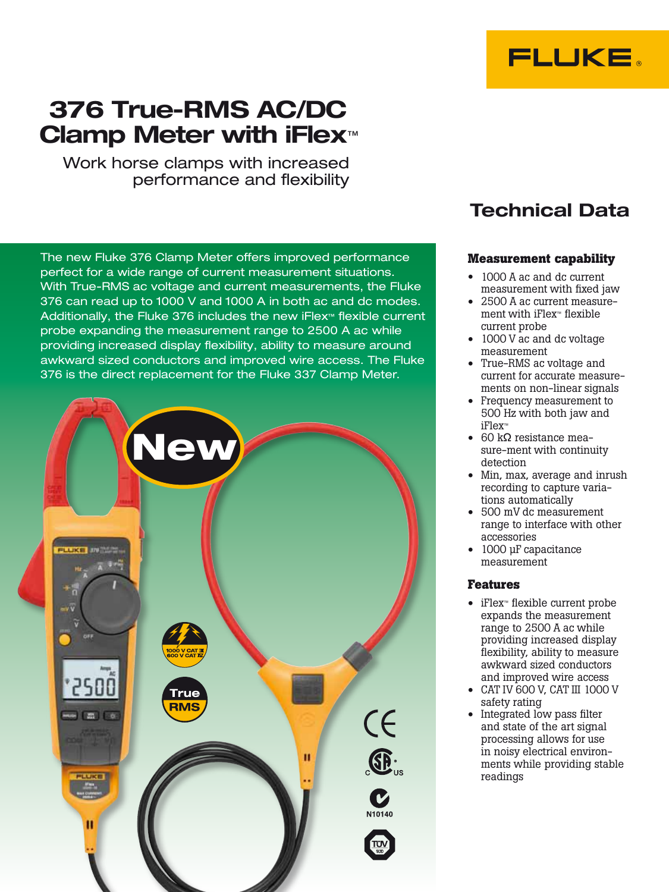# 376 True-RMS AC/DC Clamp Meter with iFlex™

Work horse clamps with increased performance and flexibility

## Technical Data

The new Fluke 376 Clamp Meter offers improved performance perfect for a wide range of current measurement situations. With True-RMS ac voltage and current measurements, the Fluke 376 can read up to 1000 V and 1000 A in both ac and dc modes. Additionally, the Fluke 376 includes the new iFlex™ flexible current probe expanding the measurement range to 2500 A ac while providing increased display flexibility, ability to measure around awkward sized conductors and improved wire access. The Fluke 376 is the direct replacement for the Fluke 337 Clamp Meter.

### Measurement capability

- 1000 A ac and dc current measurement with fixed jaw
- 2500 A ac current measurement with iFlex™ flexible current probe
- 1000 V ac and dc voltage measurement
- True-RMS ac voltage and current for accurate measurements on non-linear signals
- Frequency measurement to 500 Hz with both jaw and iFlex™
- 60 kΩ resistance measure-ment with continuity detection
- Min, max, average and inrush recording to capture variations automatically
- 500 mV dc measurement range to interface with other accessories
- 1000 µF capacitance measurement

### Features

- iFlex™ flexible current probe expands the measurement range to 2500 A ac while providing increased display flexibility, ability to measure awkward sized conductors and improved wire access
- CAT IV 600 V, CAT III 1000 V safety rating
- Integrated low pass filter and state of the art signal processing allows for use in noisy electrical environments while providing stable readings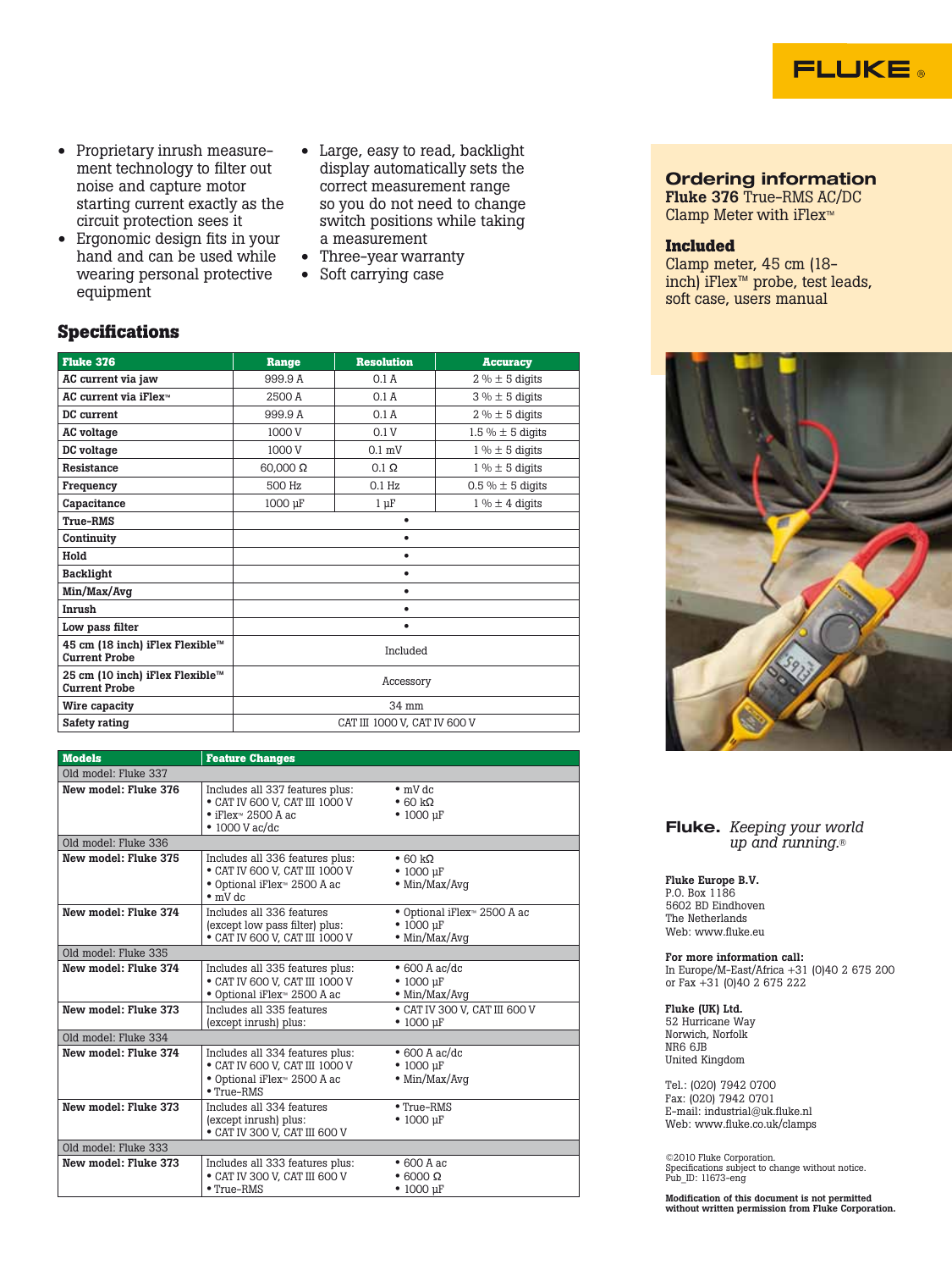- Proprietary inrush measurement technology to filter out noise and capture motor starting current exactly as the circuit protection sees it
- Ergonomic design fits in your hand and can be used while wearing personal protective equipment
- Large, easy to read, backlight display automatically sets the correct measurement range so you do not need to change switch positions while taking a measurement
- Three-year warranty
- Soft carrying case

## Specifications

| Fluke 376 | Range | Resolution | Accuracy |
|---|---|---|---|
| AC current via jaw | 999.9 A | 0.1 A | 2 % ± 5 digits |
| AC current via iFlex™ | 2500 A | 0.1 A | 3 % ± 5 digits |
| DC current | 999.9 A | 0.1 A | 2 % ± 5 digits |
| AC voltage | 1000 V | 0.1 V | 1.5 % ± 5 digits |
| DC voltage | 1000 V | 0.1 mV | 1 % ± 5 digits |
| Resistance | 60,000 Ω | 0.1 Ω | 1 % ± 5 digits |
| Frequency | 500 Hz | 0.1 Hz | 0.5 % ± 5 digits |
| Capacitance | 1000 µF | 1 µF | 1 % ± 4 digits |
| True-RMS | • | | |
| Continuity | • | | |
| Hold | • | | |
| Backlight | • | | |
| Min/Max/Avg | • | | |
| Inrush | • | | |
| Low pass filter | • | | |
| 45 cm (18 inch) iFlex Flexible™ Current Probe | Included | | |
| 25 cm (10 inch) iFlex Flexible™ Current Probe | Accessory | | |
| Wire capacity | 34 mm | | |
| Safety rating | CAT III 1000 V, CAT IV 600 V | | |

| Models | Feature Changes | |
|---|---|---|
| Old model: Fluke 337 | | |
| New model: Fluke 376 | Includes all 337 features plus:<br>• CAT IV 600 V, CAT III 1000 V<br>• iFlex™ 2500 A ac<br>• 1000 V ac/dc | • mV dc<br>• 60 kΩ<br>• 1000 µF |
| Old model: Fluke 336 | | |
| New model: Fluke 375 | Includes all 336 features plus:<br>• CAT IV 600 V, CAT III 1000 V<br>• Optional iFlex™ 2500 A ac<br>• mV dc | • 60 kΩ<br>• 1000 µF<br>• Min/Max/Avg |
| New model: Fluke 374 | Includes all 336 features (except low pass filter) plus:<br>• CAT IV 600 V, CAT III 1000 V | • Optional iFlex™ 2500 A ac<br>• 1000 µF<br>• Min/Max/Avg |
| Old model: Fluke 335 | | |
| New model: Fluke 374 | Includes all 335 features plus:<br>• CAT IV 600 V, CAT III 1000 V<br>• Optional iFlex™ 2500 A ac | • 600 A ac/dc<br>• 1000 µF<br>• Min/Max/Avg |
| New model: Fluke 373 | Includes all 335 features (except inrush) plus: | • CAT IV 300 V, CAT III 600 V<br>• 1000 µF |
| Old model: Fluke 334 | | |
| New model: Fluke 374 | Includes all 334 features plus:<br>• CAT IV 600 V, CAT III 1000 V<br>• Optional iFlex™ 2500 A ac<br>• True-RMS | • 600 A ac/dc<br>• 1000 µF<br>• Min/Max/Avg |
| New model: Fluke 373 | Includes all 334 features (except inrush) plus:<br>• CAT IV 300 V, CAT III 600 V | • True-RMS<br>• 1000 µF |
| Old model: Fluke 333 | | |
| New model: Fluke 373 | Includes all 333 features plus:<br>• CAT IV 300 V, CAT III 600 V<br>• True-RMS | • 600 A ac<br>• 6000 Ω<br>• 1000 µF |

## Ordering information

**Fluke 376** True-RMS AC/DC Clamp Meter with iFlex™

### Included

Clamp meter, 45 cm (18-inch) iFlex™ probe, test leads, soft case, users manual

**Fluke.** *Keeping your world up and running.®*

**Fluke Europe B.V.**
P.O. Box 1186
5602 BD Eindhoven
The Netherlands
Web: www.fluke.eu

**For more information call:**
In Europe/M-East/Africa +31 (0)40 2 675 200
or Fax +31 (0)40 2 675 222

**Fluke (UK) Ltd.**
52 Hurricane Way
Norwich, Norfolk
NR6 6JB
United Kingdom

Tel.: (020) 7942 0700
Fax: (020) 7942 0701
E-mail: industrial@uk.fluke.nl
Web: www.fluke.co.uk/clamps

©2010 Fluke Corporation.
Specifications subject to change without notice.
Pub_ID: 11673-eng

**Modification of this document is not permitted without written permission from Fluke Corporation.**